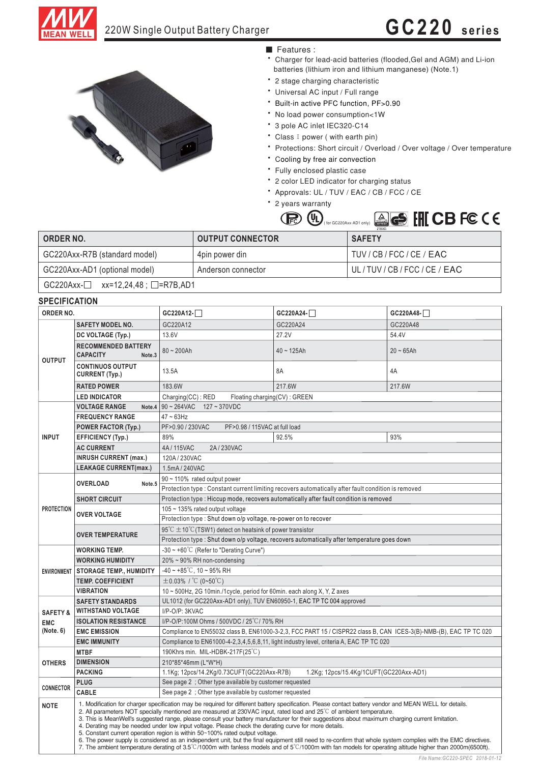# 220W Single Output Battery Charger

## GC220 series

■ Features :

- Charger for lead-acid batteries (flooded,Gel and AGM) and Li-ion batteries (lithium iron and lithium manganese) (Note.1)
- 2 stage charging characteristic
- Universal AC input / Full range
- Built-in active PFC function, PF>0.90
- No load power consumption<1W
- 3 pole AC inlet IEC320-C14
- Class Ⅰ power ( with earth pin)
- Protections: Short circuit / Overload / Over voltage / Over temperature
- Cooling by free air convection
- Fully enclosed plastic case
- 2 color LED indicator for charging status
- Approvals: UL / TUV / EAC / CB / FCC / CE
- 2 years warranty

( for GC220Axx-AD1 only)

| ORDER NO. | OUTPUT CONNECTOR | SAFETY |
|---|---|---|
| GC220Axx-R7B (standard model) | 4pin power din | TUV / CB / FCC / CE / EAC |
| GC220Axx-AD1 (optional model) | Anderson connector | UL / TUV / CB / FCC / CE / EAC |
| GC220Axx-□ xx=12,24,48 ; □=R7B,AD1 | | |

## SPECIFICATION

| ORDER NO. | | GC220A12-□ | GC220A24-□ | GC220A48-□ |
|---|---|---|---|---|
| OUTPUT | SAFETY MODEL NO. | GC220A12 | GC220A24 | GC220A48 |
| | DC VOLTAGE (Typ.) | 13.6V | 27.2V | 54.4V |
| | RECOMMENDED BATTERY CAPACITY Note.3 | 80 ~ 200Ah | 40 ~ 125Ah | 20 ~ 65Ah |
| | CONTINUOS OUTPUT CURRENT (Typ.) | 13.5A | 8A | 4A |
| | RATED POWER | 183.6W | 217.6W | 217.6W |
| | LED INDICATOR | Charging(CC) : RED Floating charging(CV) : GREEN | | |
| INPUT | VOLTAGE RANGE Note.4 | 90 ~ 264VAC 127 ~ 370VDC | | |
| | FREQUENCY RANGE | 47 ~ 63Hz | | |
| | POWER FACTOR (Typ.) | PF>0.90 / 230VAC PF>0.98 / 115VAC at full load | | |
| | EFFICIENCY (Typ.) | 89% | 92.5% | 93% |
| | AC CURRENT | 4A / 115VAC 2A / 230VAC | | |
| | INRUSH CURRENT (max.) | 120A / 230VAC | | |
| | LEAKAGE CURRENT(max.) | 1.5mA / 240VAC | | |
| PROTECTION | OVERLOAD Note.5 | 90 ~ 110% rated output power<br>Protection type : Constant current limiting recovers automatically after fault condition is removed | | |
| | SHORT CIRCUIT | Protection type : Hiccup mode, recovers automatically after fault condition is removed | | |
| | OVER VOLTAGE | 105 ~ 135% rated output voltage<br>Protection type : Shut down o/p voltage, re-power on to recover | | |
| | OVER TEMPERATURE | 95℃ ±10℃(TSW1) detect on heatsink of power transistor<br>Protection type : Shut down o/p voltage, recovers automatically after temperature goes down | | |
| ENVIRONMENT | WORKING TEMP. | -30 ~ +60℃ (Refer to "Derating Curve") | | |
| | WORKING HUMIDITY | 20% ~ 90% RH non-condensing | | |
| | STORAGE TEMP., HUMIDITY | -40 ~ +85℃, 10 ~ 95% RH | | |
| | TEMP. COEFFICIENT | ±0.03% / ℃ (0~50℃) | | |
| | VIBRATION | 10 ~ 500Hz, 2G 10min./1cycle, period for 60min. each along X, Y, Z axes | | |
| SAFETY & EMC (Note. 6) | SAFETY STANDARDS | UL1012 (for GC220Axx-AD1 only), TUV EN60950-1, EAC TP TC 004 approved | | |
| | WITHSTAND VOLTAGE | I/P-O/P: 3KVAC | | |
| | ISOLATION RESISTANCE | I/P-O/P:100M Ohms / 500VDC / 25℃/ 70% RH | | |
| | EMC EMISSION | Compliance to EN55032 class B, EN61000-3-2,3, FCC PART 15 / CISPR22 class B, CAN ICES-3(B)-NMB-(B), EAC TP TC 020 | | |
| | EMC IMMUNITY | Compliance to EN61000-4-2,3,4,5,6,8,11, light industry level, criteria A, EAC TP TC 020 | | |
| OTHERS | MTBF | 190Khrs min. MIL-HDBK-217F(25℃) | | |
| | DIMENSION | 210*85*46mm (L*W*H) | | |
| | PACKING | 1.1Kg; 12pcs/14.2Kg/0.73CUFT(GC220Axx-R7B) 1.2Kg; 12pcs/15.4Kg/1CUFT(GC220Axx-AD1) | | |
| CONNECTOR | PLUG | See page 2 ; Other type available by customer requested | | |
| | CABLE | See page 2 ; Other type available by customer requested | | |

**NOTE**

1. Modification for charger specification may be required for different battery specification. Please contact battery vendor and MEAN WELL for details.
2. All parameters NOT specially mentioned are measured at 230VAC input, rated load and 25℃ of ambient temperature.
3. This is MeanWell's suggested range, please consult your battery manufacturer for their suggestions about maximum charging current limitation.
4. Derating may be needed under low input voltage. Please check the derating curve for more details.
5. Constant current operation region is within 50~100% rated output voltage.
6. The power supply is considered as an independent unit, but the final equipment still need to re-confirm that whole system complies with the EMC directives.
7. The ambient temperature derating of 3.5℃/1000m with fanless models and of 5℃/1000m with fan models for operating altitude higher than 2000m(6500ft).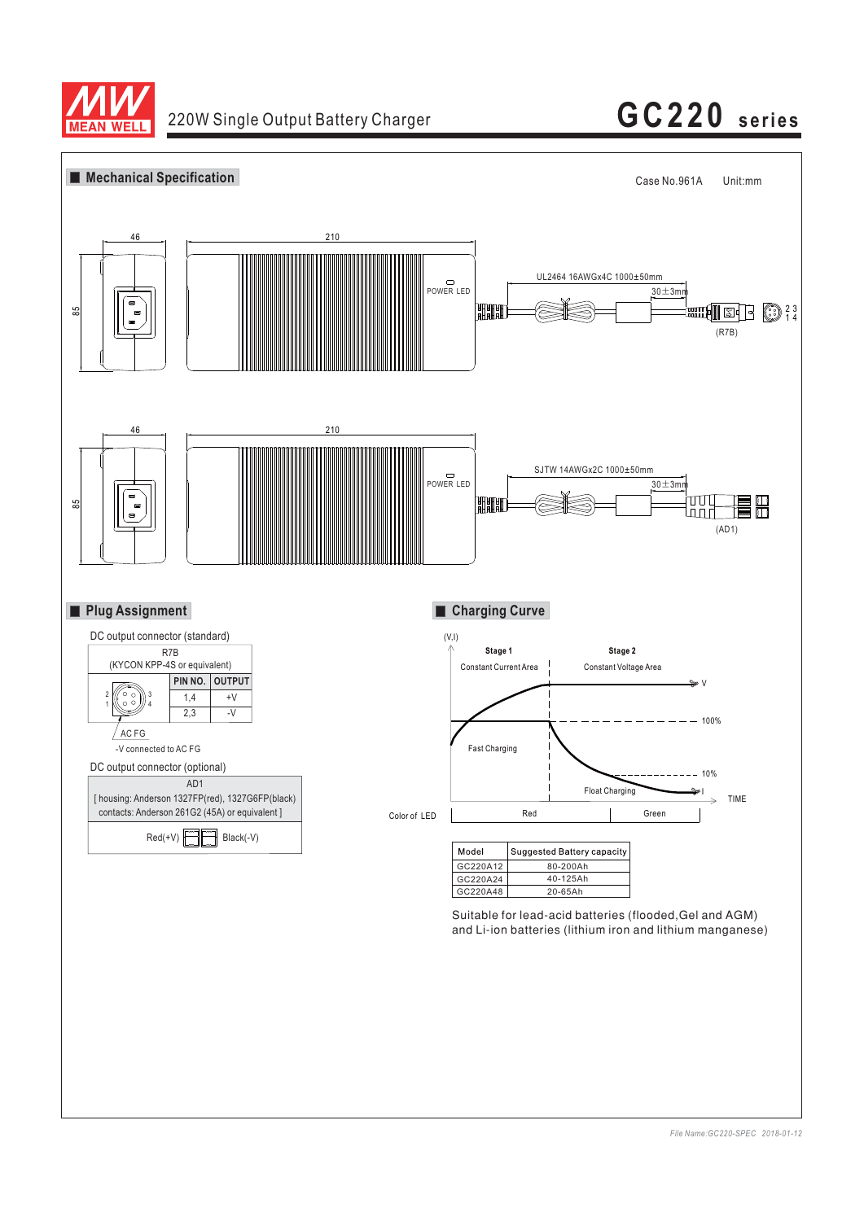# GC220 series

220W Single Output Battery Charger

## ■ Mechanical Specification

Case No.961A    Unit:mm

46    210    85

POWER LED

UL2464 16AWGx4C 1000±50mm

30±3mm

(R7B)

46    210    85

POWER LED

SJTW 14AWGx2C 1000±50mm

30±3mm

(AD1)

## ■ Plug Assignment

DC output connector (standard)

R7B
(KYCON KPP-4S or equivalent)

| PIN NO. | OUTPUT |
|---|---|
| 1,4 | +V |
| 2,3 | -V |

AC FG

-V connected to AC FG

DC output connector (optional)

AD1
[ housing: Anderson 1327FP(red), 1327G6FP(black) contacts: Anderson 261G2 (45A) or equivalent ]

Red(+V)    Black(-V)

## ■ Charging Curve

(V,I)

Stage 1 — Constant Current Area

Stage 2 — Constant Voltage Area

V

100%

Fast Charging

10%

Float Charging

I

TIME

| Color of LED | Red | Green |
|---|---|---|

| Model | Suggested Battery capacity |
|---|---|
| GC220A12 | 80-200Ah |
| GC220A24 | 40-125Ah |
| GC220A48 | 20-65Ah |

Suitable for lead-acid batteries (flooded,Gel and AGM) and Li-ion batteries (lithium iron and lithium manganese)

*File Name:GC220-SPEC 2018-01-12*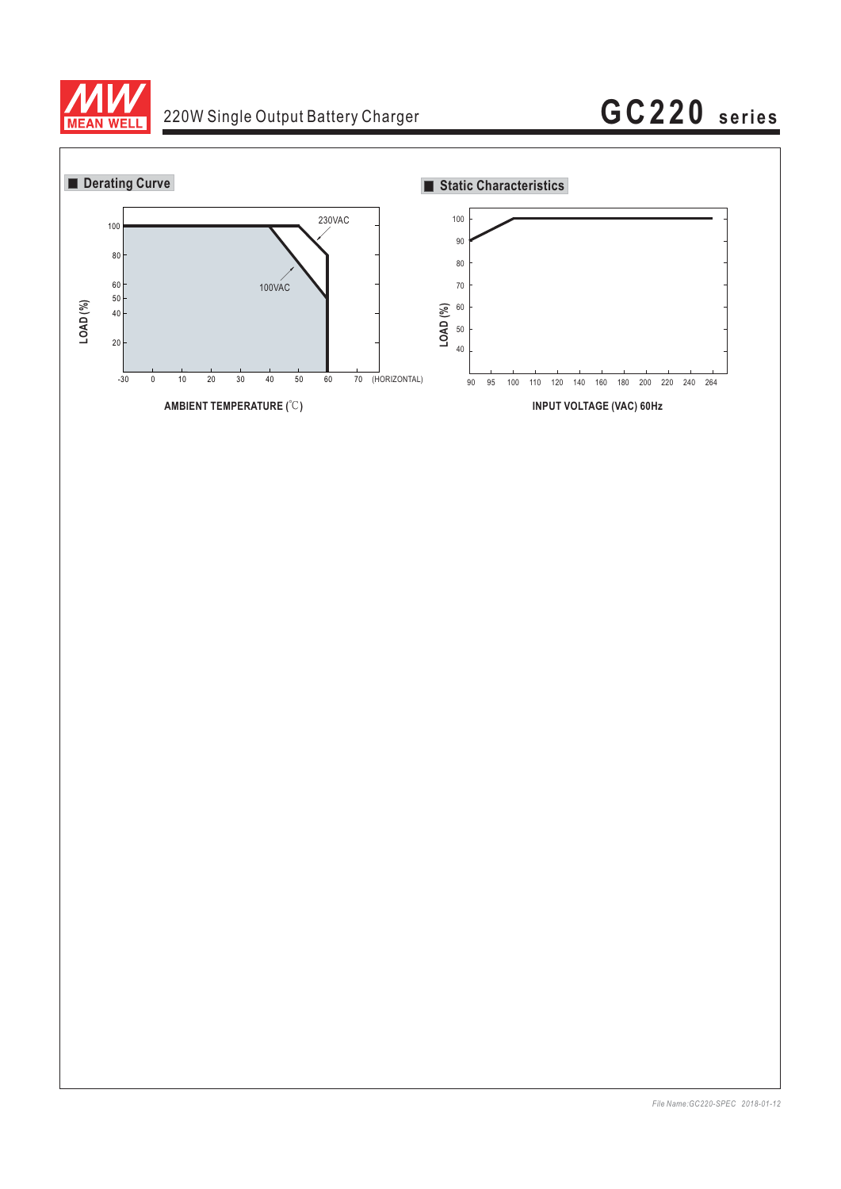## Derating Curve

230VAC

100VAC

LOAD (%)

100
80
60
50
40
20

-30 0 10 20 30 40 50 60 70 (HORIZONTAL)

AMBIENT TEMPERATURE (℃)

## Static Characteristics

LOAD (%)

100
90
80
70
60
50
40

90 95 100 110 120 140 160 180 200 220 240 264

INPUT VOLTAGE (VAC) 60Hz

*File Name:GC220-SPEC 2018-01-12*